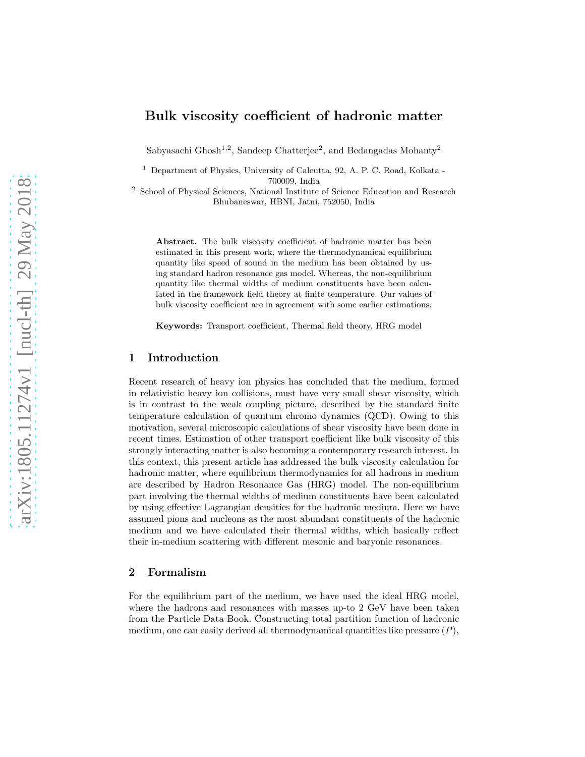# Bulk viscosity coefficient of hadronic matter

Sabyasachi Ghosh[1,2], Sandeep Chatterjee[2], and Bedangadas Mohanty[2]

[1] Department of Physics, University of Calcutta, 92, A. P. C. Road, Kolkata - 700009, India

[2] School of Physical Sciences, National Institute of Science Education and Research Bhubaneswar, HBNI, Jatni, 752050, India

**Abstract.** The bulk viscosity coefficient of hadronic matter has been estimated in this present work, where the thermodynamical equilibrium quantity like speed of sound in the medium has been obtained by using standard hadron resonance gas model. Whereas, the non-equilibrium quantity like thermal widths of medium constituents have been calculated in the framework field theory at finite temperature. Our values of bulk viscosity coefficient are in agreement with some earlier estimations.

**Keywords:** Transport coefficient, Thermal field theory, HRG model

## 1 Introduction

Recent research of heavy ion physics has concluded that the medium, formed in relativistic heavy ion collisions, must have very small shear viscosity, which is in contrast to the weak coupling picture, described by the standard finite temperature calculation of quantum chromo dynamics (QCD). Owing to this motivation, several microscopic calculations of shear viscosity have been done in recent times. Estimation of other transport coefficient like bulk viscosity of this strongly interacting matter is also becoming a contemporary research interest. In this context, this present article has addressed the bulk viscosity calculation for hadronic matter, where equilibrium thermodynamics for all hadrons in medium are described by Hadron Resonance Gas (HRG) model. The non-equilibrium part involving the thermal widths of medium constituents have been calculated by using effective Lagrangian densities for the hadronic medium. Here we have assumed pions and nucleons as the most abundant constituents of the hadronic medium and we have calculated their thermal widths, which basically reflect their in-medium scattering with different mesonic and baryonic resonances.

## 2 Formalism

For the equilibrium part of the medium, we have used the ideal HRG model, where the hadrons and resonances with masses up-to 2 GeV have been taken from the Particle Data Book. Constructing total partition function of hadronic medium, one can easily derived all thermodynamical quantities like pressure ($P$),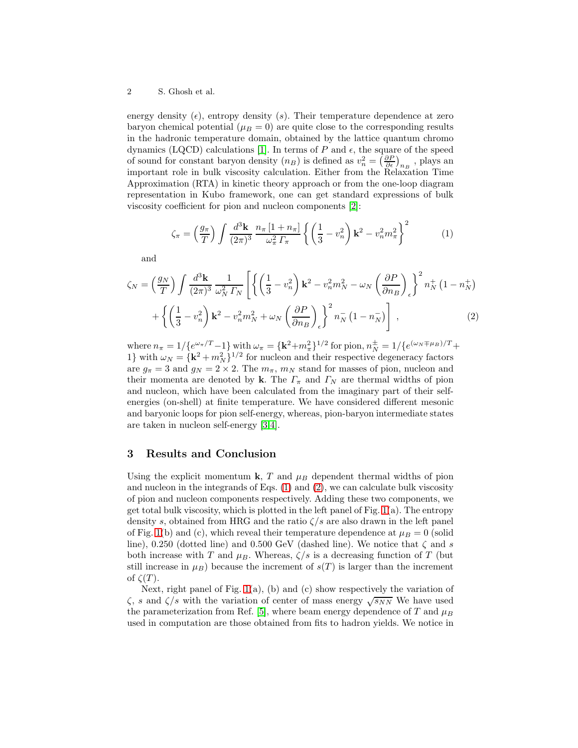energy density ($\epsilon$), entropy density ($s$). Their temperature dependence at zero baryon chemical potential ($\mu_B = 0$) are quite close to the corresponding results in the hadronic temperature domain, obtained by the lattice quantum chromo dynamics (LQCD) calculations [1]. In terms of $P$ and $\epsilon$, the square of the speed of sound for constant baryon density ($n_B$) is defined as $v_n^2 = \left(\frac{\partial P}{\partial \epsilon}\right)_{n_B}$ , plays an important role in bulk viscosity calculation. Either from the Relaxation Time Approximation (RTA) in kinetic theory approach or from the one-loop diagram representation in Kubo framework, one can get standard expressions of bulk viscosity coefficient for pion and nucleon components [2]:

$$\zeta_\pi = \left(\frac{g_\pi}{T}\right) \int \frac{d^3\mathbf{k}}{(2\pi)^3} \frac{n_\pi \left[1 + n_\pi\right]}{\omega_\pi^2 \, \Gamma_\pi} \left\{ \left(\frac{1}{3} - v_n^2\right) \mathbf{k}^2 - v_n^2 m_\pi^2 \right\}^2 \tag{1}$$

and

$$\zeta_N = \left(\frac{g_N}{T}\right) \int \frac{d^3\mathbf{k}}{(2\pi)^3} \frac{1}{\omega_N^2 \, \Gamma_N} \left[ \left\{ \left(\frac{1}{3} - v_n^2\right) \mathbf{k}^2 - v_n^2 m_N^2 - \omega_N \left(\frac{\partial P}{\partial n_B}\right)_\epsilon \right\}^2 n_N^+ \left(1 - n_N^+\right) \right.$$
$$\left. + \left\{ \left(\frac{1}{3} - v_n^2\right) \mathbf{k}^2 - v_n^2 m_N^2 + \omega_N \left(\frac{\partial P}{\partial n_B}\right)_\epsilon \right\}^2 n_N^- \left(1 - n_N^-\right) \right] , \tag{2}$$

where $n_\pi = 1/\{e^{\omega_\pi/T} - 1\}$ with $\omega_\pi = \{\mathbf{k}^2 + m_\pi^2\}^{1/2}$ for pion, $n_N^{\pm} = 1/\{e^{(\omega_N \mp \mu_B)/T} + 1\}$ with $\omega_N = \{\mathbf{k}^2 + m_N^2\}^{1/2}$ for nucleon and their respective degeneracy factors are $g_\pi = 3$ and $g_N = 2 \times 2$. The $m_\pi$, $m_N$ stand for masses of pion, nucleon and their momenta are denoted by $\mathbf{k}$. The $\Gamma_\pi$ and $\Gamma_N$ are thermal widths of pion and nucleon, which have been calculated from the imaginary part of their self-energies (on-shell) at finite temperature. We have considered different mesonic and baryonic loops for pion self-energy, whereas, pion-baryon intermediate states are taken in nucleon self-energy [3,4].

## 3 Results and Conclusion

Using the explicit momentum $\mathbf{k}$, $T$ and $\mu_B$ dependent thermal widths of pion and nucleon in the integrands of Eqs. (1) and (2), we can calculate bulk viscosity of pion and nucleon components respectively. Adding these two components, we get total bulk viscosity, which is plotted in the left panel of Fig. 1(a). The entropy density $s$, obtained from HRG and the ratio $\zeta/s$ are also drawn in the left panel of Fig. 1(b) and (c), which reveal their temperature dependence at $\mu_B = 0$ (solid line), 0.250 (dotted line) and 0.500 GeV (dashed line). We notice that $\zeta$ and $s$ both increase with $T$ and $\mu_B$. Whereas, $\zeta/s$ is a decreasing function of $T$ (but still increase in $\mu_B$) because the increment of $s(T)$ is larger than the increment of $\zeta(T)$.

Next, right panel of Fig. 1(a), (b) and (c) show respectively the variation of $\zeta$, $s$ and $\zeta/s$ with the variation of center of mass energy $\sqrt{s_{NN}}$ We have used the parameterization from Ref. [5], where beam energy dependence of $T$ and $\mu_B$ used in computation are those obtained from fits to hadron yields. We notice in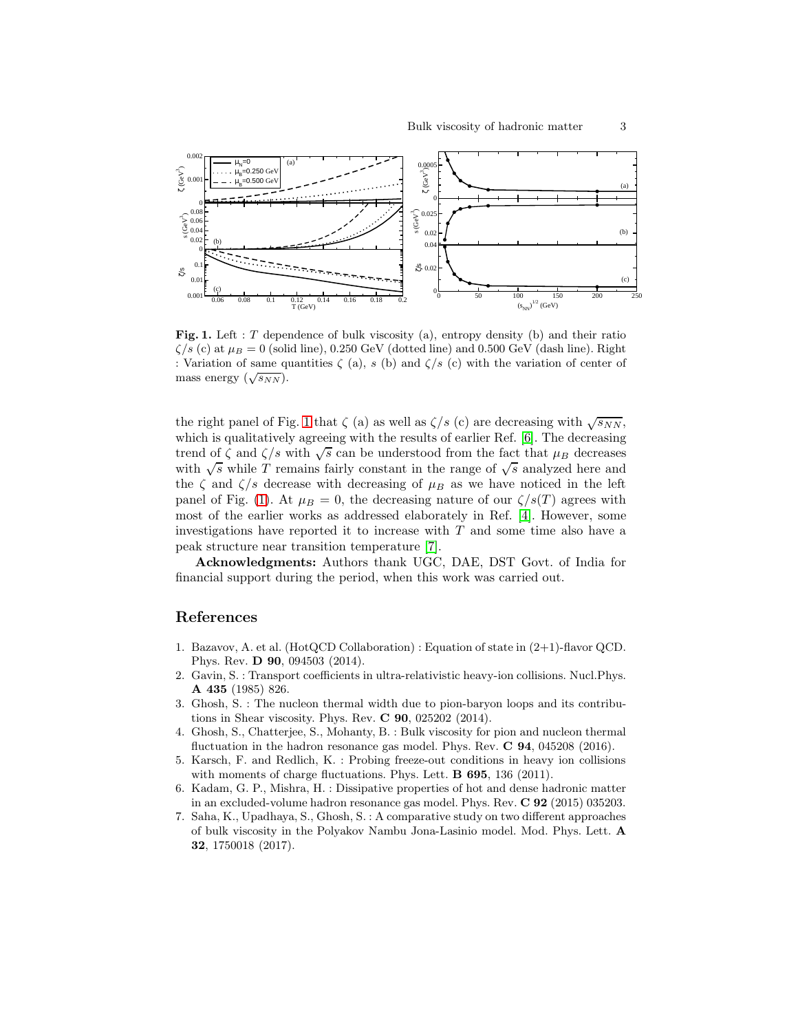μ_B=0
μ_B=0.250 GeV
μ_B=0.500 GeV
(a)
ζ (GeV³)
0.002
0.001
0
s (GeV³)
0.08
0.06
0.04
0.02
0
(b)
ζ/s
0.1
0.01
0.001
(c)
0.06 0.08 0.1 0.12 0.14 0.16 0.18 0.2
T (GeV)

ζ (GeV³)
0.0005
0
(a)
s (GeV³)
0.025
0.02
(b)
ζ/s
0.04
0.02
0
(c)
0 50 100 150 200 250
(s_NN)^1/2 (GeV)

**Fig. 1.** Left : $T$ dependence of bulk viscosity (a), entropy density (b) and their ratio $\zeta/s$ (c) at $\mu_B = 0$ (solid line), 0.250 GeV (dotted line) and 0.500 GeV (dash line). Right : Variation of same quantities $\zeta$ (a), $s$ (b) and $\zeta/s$ (c) with the variation of center of mass energy ($\sqrt{s_{NN}}$).

the right panel of Fig. 1 that $\zeta$ (a) as well as $\zeta/s$ (c) are decreasing with $\sqrt{s_{NN}}$, which is qualitatively agreeing with the results of earlier Ref. [6]. The decreasing trend of $\zeta$ and $\zeta/s$ with $\sqrt{s}$ can be understood from the fact that $\mu_B$ decreases with $\sqrt{s}$ while $T$ remains fairly constant in the range of $\sqrt{s}$ analyzed here and the $\zeta$ and $\zeta/s$ decrease with decreasing of $\mu_B$ as we have noticed in the left panel of Fig. (1). At $\mu_B = 0$, the decreasing nature of our $\zeta/s(T)$ agrees with most of the earlier works as addressed elaborately in Ref. [4]. However, some investigations have reported it to increase with $T$ and some time also have a peak structure near transition temperature [7].

**Acknowledgments:** Authors thank UGC, DAE, DST Govt. of India for financial support during the period, when this work was carried out.

## References

1. Bazavov, A. et al. (HotQCD Collaboration) : Equation of state in (2+1)-flavor QCD. Phys. Rev. **D 90**, 094503 (2014).
2. Gavin, S. : Transport coefficients in ultra-relativistic heavy-ion collisions. Nucl.Phys. **A 435** (1985) 826.
3. Ghosh, S. : The nucleon thermal width due to pion-baryon loops and its contributions in Shear viscosity. Phys. Rev. **C 90**, 025202 (2014).
4. Ghosh, S., Chatterjee, S., Mohanty, B. : Bulk viscosity for pion and nucleon thermal fluctuation in the hadron resonance gas model. Phys. Rev. **C 94**, 045208 (2016).
5. Karsch, F. and Redlich, K. : Probing freeze-out conditions in heavy ion collisions with moments of charge fluctuations. Phys. Lett. **B 695**, 136 (2011).
6. Kadam, G. P., Mishra, H. : Dissipative properties of hot and dense hadronic matter in an excluded-volume hadron resonance gas model. Phys. Rev. **C 92** (2015) 035203.
7. Saha, K., Upadhaya, S., Ghosh, S. : A comparative study on two different approaches of bulk viscosity in the Polyakov Nambu Jona-Lasinio model. Mod. Phys. Lett. **A 32**, 1750018 (2017).